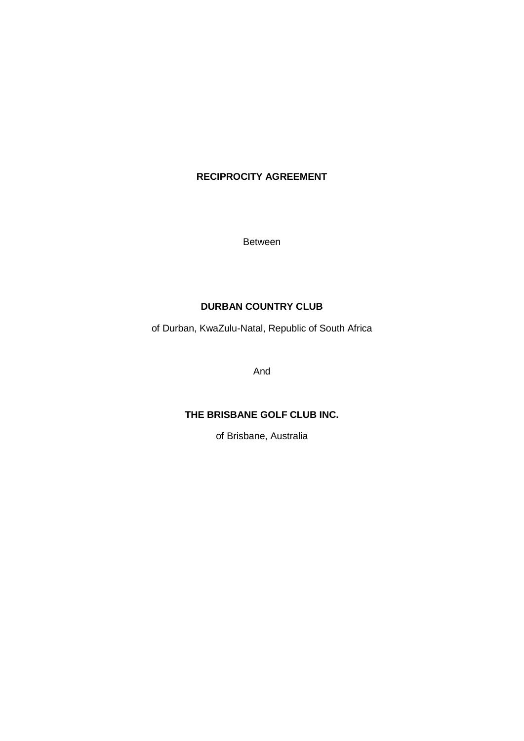# RECIPROCITY AGREEMENT

Between

**DURBAN COUNTRY CLUB**

of Durban, KwaZulu-Natal, Republic of South Africa

And

**THE BRISBANE GOLF CLUB INC.**

of Brisbane, Australia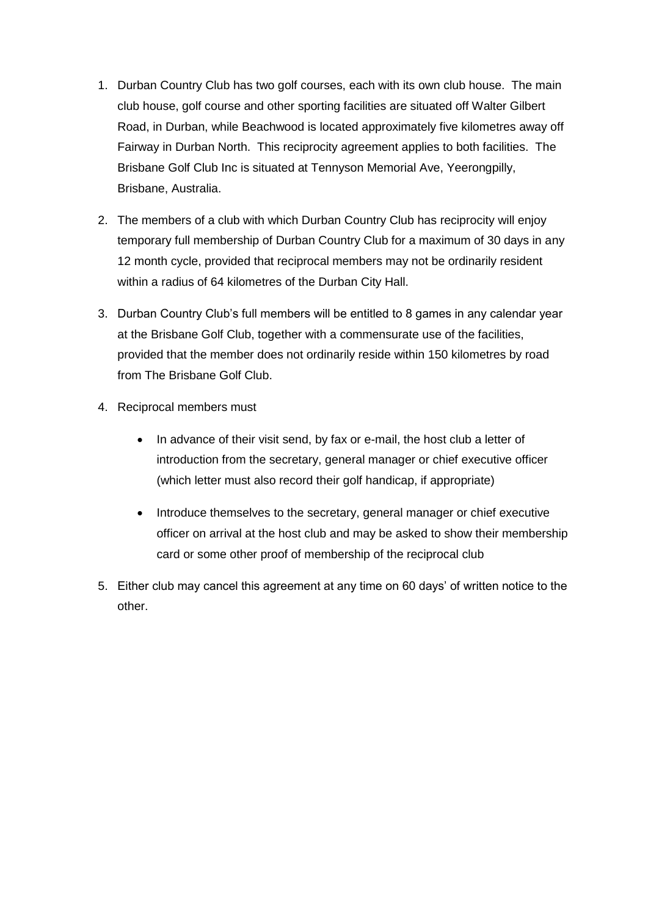1. Durban Country Club has two golf courses, each with its own club house. The main club house, golf course and other sporting facilities are situated off Walter Gilbert Road, in Durban, while Beachwood is located approximately five kilometres away off Fairway in Durban North. This reciprocity agreement applies to both facilities. The Brisbane Golf Club Inc is situated at Tennyson Memorial Ave, Yeerongpilly, Brisbane, Australia.

2. The members of a club with which Durban Country Club has reciprocity will enjoy temporary full membership of Durban Country Club for a maximum of 30 days in any 12 month cycle, provided that reciprocal members may not be ordinarily resident within a radius of 64 kilometres of the Durban City Hall.

3. Durban Country Club's full members will be entitled to 8 games in any calendar year at the Brisbane Golf Club, together with a commensurate use of the facilities, provided that the member does not ordinarily reside within 150 kilometres by road from The Brisbane Golf Club.

4. Reciprocal members must

    - In advance of their visit send, by fax or e-mail, the host club a letter of introduction from the secretary, general manager or chief executive officer (which letter must also record their golf handicap, if appropriate)

    - Introduce themselves to the secretary, general manager or chief executive officer on arrival at the host club and may be asked to show their membership card or some other proof of membership of the reciprocal club

5. Either club may cancel this agreement at any time on 60 days' of written notice to the other.